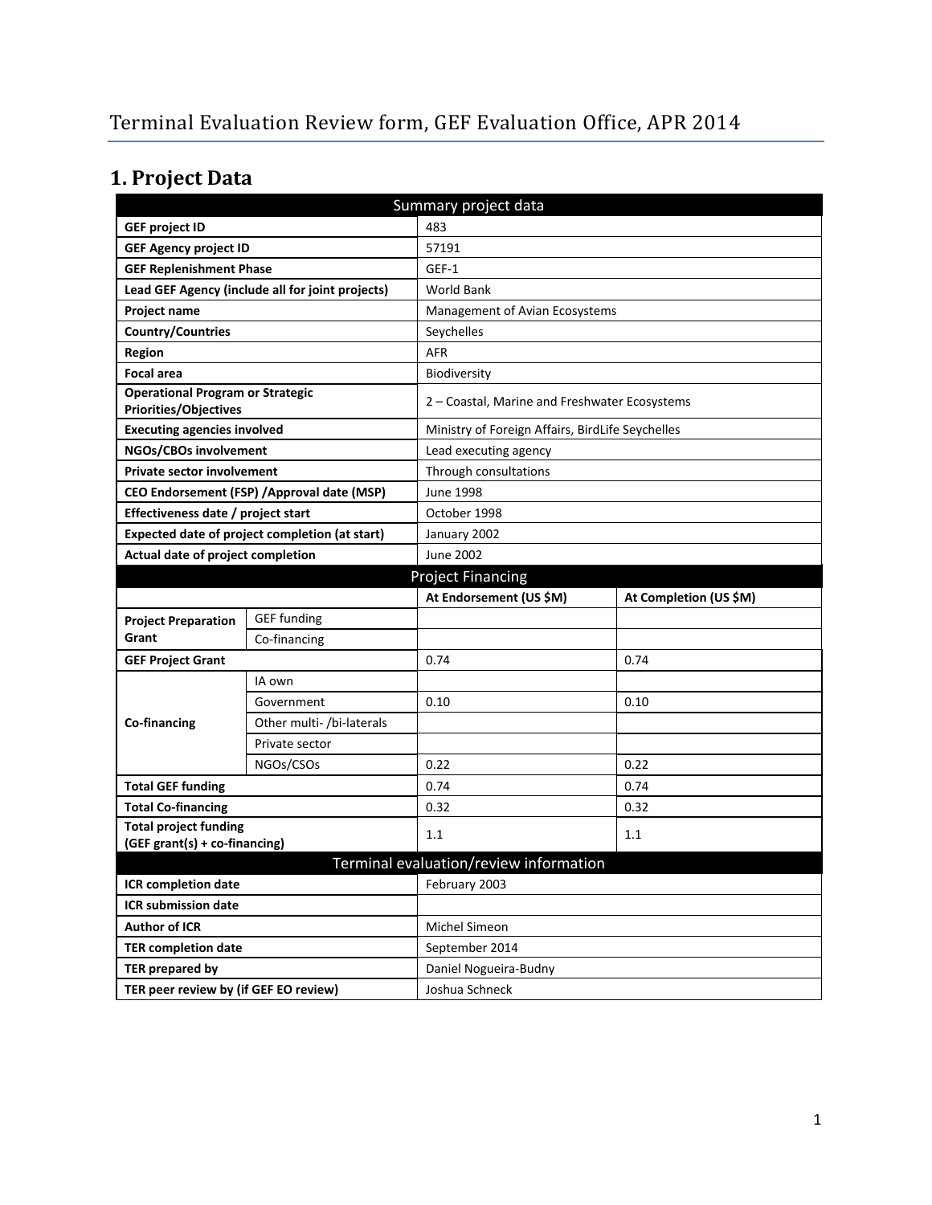# Terminal Evaluation Review form, GEF Evaluation Office, APR 2014

## 1. Project Data

| Summary project data | | | |
|---|---|---|---|
| **GEF project ID** | | 483 | |
| **GEF Agency project ID** | | 57191 | |
| **GEF Replenishment Phase** | | GEF-1 | |
| **Lead GEF Agency (include all for joint projects)** | | World Bank | |
| **Project name** | | Management of Avian Ecosystems | |
| **Country/Countries** | | Seychelles | |
| **Region** | | AFR | |
| **Focal area** | | Biodiversity | |
| **Operational Program or Strategic Priorities/Objectives** | | 2 – Coastal, Marine and Freshwater Ecosystems | |
| **Executing agencies involved** | | Ministry of Foreign Affairs, BirdLife Seychelles | |
| **NGOs/CBOs involvement** | | Lead executing agency | |
| **Private sector involvement** | | Through consultations | |
| **CEO Endorsement (FSP) /Approval date (MSP)** | | June 1998 | |
| **Effectiveness date / project start** | | October 1998 | |
| **Expected date of project completion (at start)** | | January 2002 | |
| **Actual date of project completion** | | June 2002 | |
| **Project Financing** | | | |
| | | **At Endorsement (US $M)** | **At Completion (US $M)** |
| **Project Preparation Grant** | GEF funding | | |
| | Co-financing | | |
| **GEF Project Grant** | | 0.74 | 0.74 |
| **Co-financing** | IA own | | |
| | Government | 0.10 | 0.10 |
| | Other multi- /bi-laterals | | |
| | Private sector | | |
| | NGOs/CSOs | 0.22 | 0.22 |
| **Total GEF funding** | | 0.74 | 0.74 |
| **Total Co-financing** | | 0.32 | 0.32 |
| **Total project funding (GEF grant(s) + co-financing)** | | 1.1 | 1.1 |
| **Terminal evaluation/review information** | | | |
| **ICR completion date** | | February 2003 | |
| **ICR submission date** | | | |
| **Author of ICR** | | Michel Simeon | |
| **TER completion date** | | September 2014 | |
| **TER prepared by** | | Daniel Nogueira-Budny | |
| **TER peer review by (if GEF EO review)** | | Joshua Schneck | |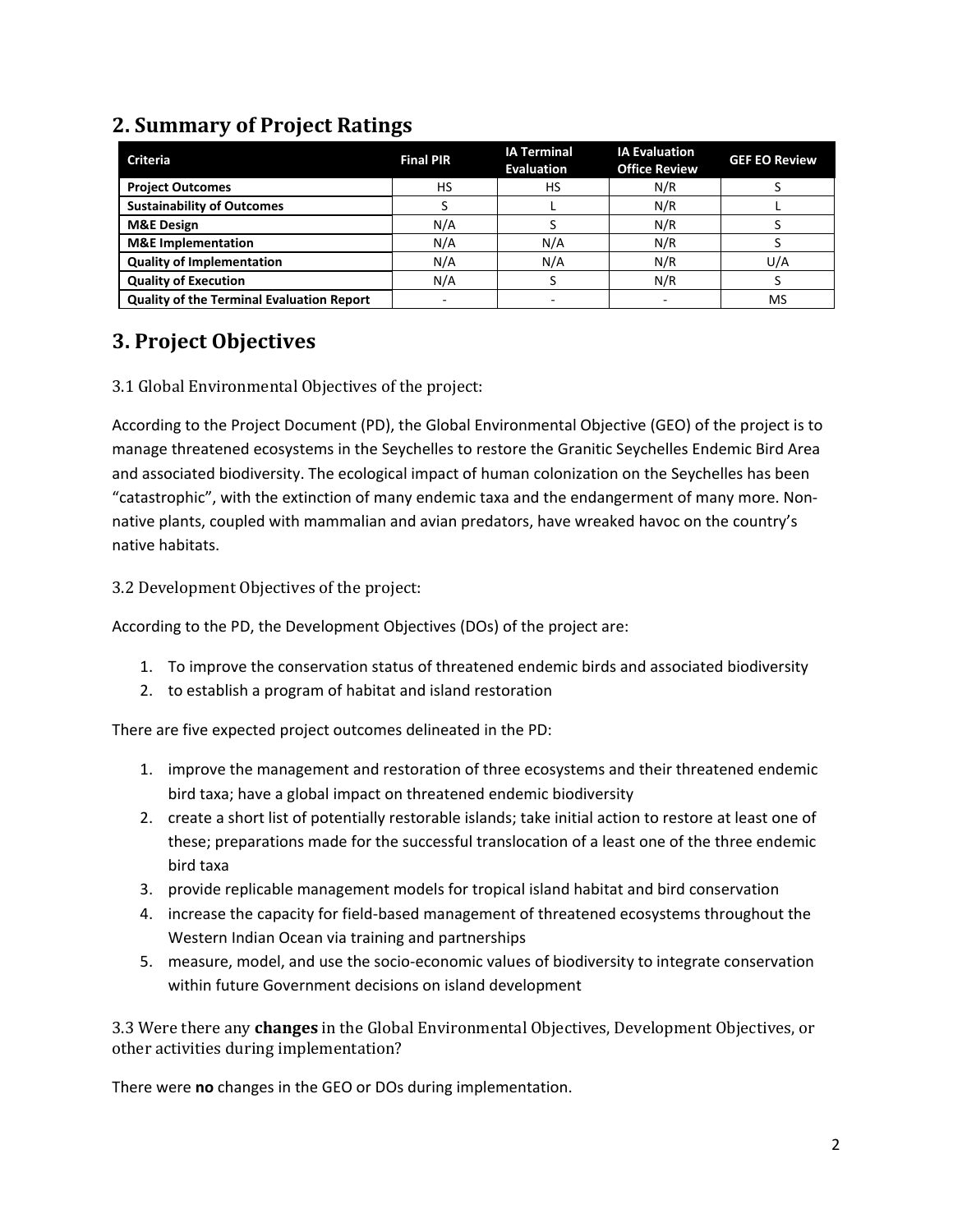## 2. Summary of Project Ratings

| Criteria | Final PIR | IA Terminal Evaluation | IA Evaluation Office Review | GEF EO Review |
|---|---|---|---|---|
| Project Outcomes | HS | HS | N/R | S |
| Sustainability of Outcomes | S | L | N/R | L |
| M&E Design | N/A | S | N/R | S |
| M&E Implementation | N/A | N/A | N/R | S |
| Quality of Implementation | N/A | N/A | N/R | U/A |
| Quality of Execution | N/A | S | N/R | S |
| Quality of the Terminal Evaluation Report | - | - | - | MS |

## 3. Project Objectives

### 3.1 Global Environmental Objectives of the project:

According to the Project Document (PD), the Global Environmental Objective (GEO) of the project is to manage threatened ecosystems in the Seychelles to restore the Granitic Seychelles Endemic Bird Area and associated biodiversity. The ecological impact of human colonization on the Seychelles has been "catastrophic", with the extinction of many endemic taxa and the endangerment of many more. Non-native plants, coupled with mammalian and avian predators, have wreaked havoc on the country's native habitats.

### 3.2 Development Objectives of the project:

According to the PD, the Development Objectives (DOs) of the project are:

1. To improve the conservation status of threatened endemic birds and associated biodiversity
2. to establish a program of habitat and island restoration

There are five expected project outcomes delineated in the PD:

1. improve the management and restoration of three ecosystems and their threatened endemic bird taxa; have a global impact on threatened endemic biodiversity
2. create a short list of potentially restorable islands; take initial action to restore at least one of these; preparations made for the successful translocation of a least one of the three endemic bird taxa
3. provide replicable management models for tropical island habitat and bird conservation
4. increase the capacity for field-based management of threatened ecosystems throughout the Western Indian Ocean via training and partnerships
5. measure, model, and use the socio-economic values of biodiversity to integrate conservation within future Government decisions on island development

### 3.3 Were there any **changes** in the Global Environmental Objectives, Development Objectives, or other activities during implementation?

There were **no** changes in the GEO or DOs during implementation.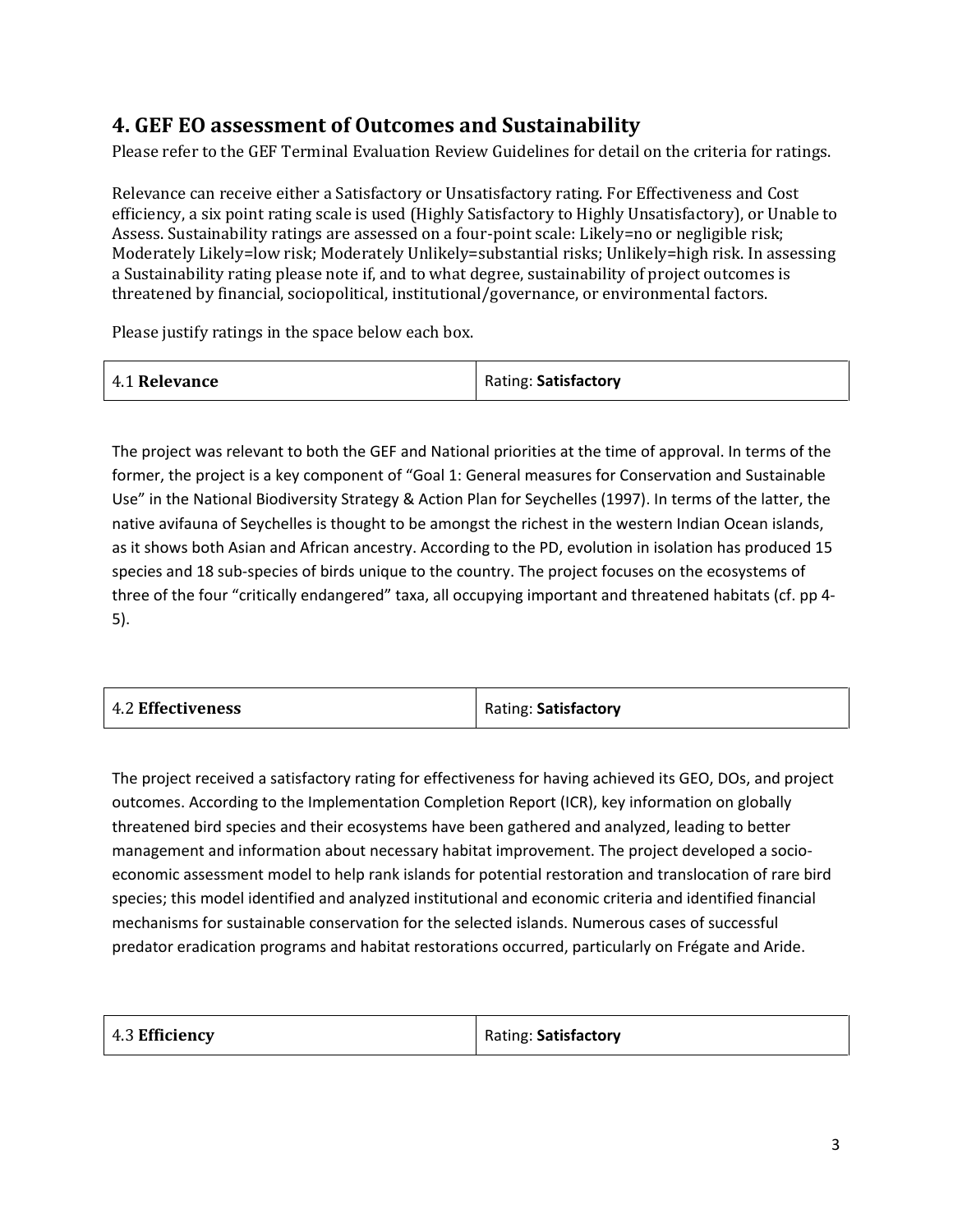## 4. GEF EO assessment of Outcomes and Sustainability

Please refer to the GEF Terminal Evaluation Review Guidelines for detail on the criteria for ratings.

Relevance can receive either a Satisfactory or Unsatisfactory rating. For Effectiveness and Cost efficiency, a six point rating scale is used (Highly Satisfactory to Highly Unsatisfactory), or Unable to Assess. Sustainability ratings are assessed on a four-point scale: Likely=no or negligible risk; Moderately Likely=low risk; Moderately Unlikely=substantial risks; Unlikely=high risk. In assessing a Sustainability rating please note if, and to what degree, sustainability of project outcomes is threatened by financial, sociopolitical, institutional/governance, or environmental factors.

Please justify ratings in the space below each box.

| | |
|---|---|
| 4.1 **Relevance** | Rating: **Satisfactory** |

The project was relevant to both the GEF and National priorities at the time of approval. In terms of the former, the project is a key component of "Goal 1: General measures for Conservation and Sustainable Use" in the National Biodiversity Strategy & Action Plan for Seychelles (1997). In terms of the latter, the native avifauna of Seychelles is thought to be amongst the richest in the western Indian Ocean islands, as it shows both Asian and African ancestry. According to the PD, evolution in isolation has produced 15 species and 18 sub-species of birds unique to the country. The project focuses on the ecosystems of three of the four "critically endangered" taxa, all occupying important and threatened habitats (cf. pp 4-5).

| | |
|---|---|
| 4.2 **Effectiveness** | Rating: **Satisfactory** |

The project received a satisfactory rating for effectiveness for having achieved its GEO, DOs, and project outcomes. According to the Implementation Completion Report (ICR), key information on globally threatened bird species and their ecosystems have been gathered and analyzed, leading to better management and information about necessary habitat improvement. The project developed a socio-economic assessment model to help rank islands for potential restoration and translocation of rare bird species; this model identified and analyzed institutional and economic criteria and identified financial mechanisms for sustainable conservation for the selected islands. Numerous cases of successful predator eradication programs and habitat restorations occurred, particularly on Frégate and Aride.

| | |
|---|---|
| 4.3 **Efficiency** | Rating: **Satisfactory** |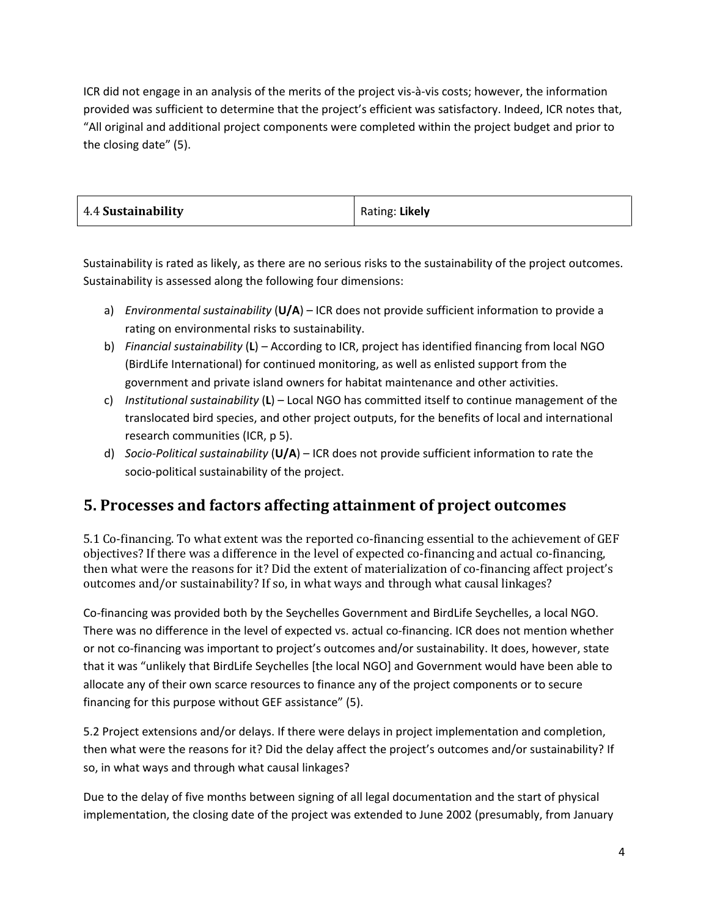ICR did not engage in an analysis of the merits of the project vis-à-vis costs; however, the information provided was sufficient to determine that the project's efficient was satisfactory. Indeed, ICR notes that, "All original and additional project components were completed within the project budget and prior to the closing date" (5).

| | |
|---|---|
| 4.4 **Sustainability** | Rating: **Likely** |

Sustainability is rated as likely, as there are no serious risks to the sustainability of the project outcomes. Sustainability is assessed along the following four dimensions:

a) *Environmental sustainability* (**U/A**) – ICR does not provide sufficient information to provide a rating on environmental risks to sustainability.
b) *Financial sustainability* (**L**) – According to ICR, project has identified financing from local NGO (BirdLife International) for continued monitoring, as well as enlisted support from the government and private island owners for habitat maintenance and other activities.
c) *Institutional sustainability* (**L**) – Local NGO has committed itself to continue management of the translocated bird species, and other project outputs, for the benefits of local and international research communities (ICR, p 5).
d) *Socio-Political sustainability* (**U/A**) – ICR does not provide sufficient information to rate the socio-political sustainability of the project.

## 5. Processes and factors affecting attainment of project outcomes

5.1 Co-financing. To what extent was the reported co-financing essential to the achievement of GEF objectives? If there was a difference in the level of expected co-financing and actual co-financing, then what were the reasons for it? Did the extent of materialization of co-financing affect project's outcomes and/or sustainability? If so, in what ways and through what causal linkages?

Co-financing was provided both by the Seychelles Government and BirdLife Seychelles, a local NGO. There was no difference in the level of expected vs. actual co-financing. ICR does not mention whether or not co-financing was important to project's outcomes and/or sustainability. It does, however, state that it was "unlikely that BirdLife Seychelles [the local NGO] and Government would have been able to allocate any of their own scarce resources to finance any of the project components or to secure financing for this purpose without GEF assistance" (5).

5.2 Project extensions and/or delays. If there were delays in project implementation and completion, then what were the reasons for it? Did the delay affect the project's outcomes and/or sustainability? If so, in what ways and through what causal linkages?

Due to the delay of five months between signing of all legal documentation and the start of physical implementation, the closing date of the project was extended to June 2002 (presumably, from January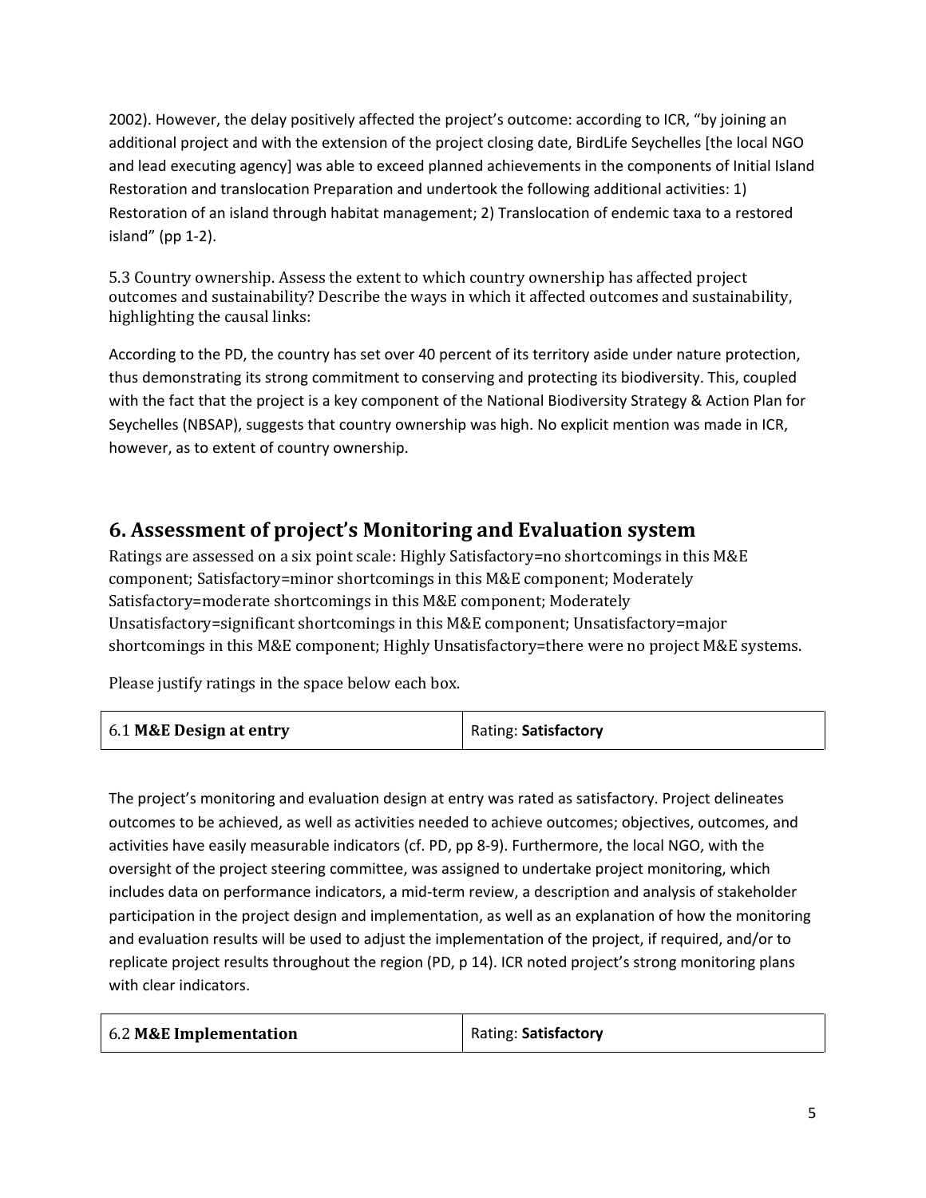2002). However, the delay positively affected the project's outcome: according to ICR, "by joining an additional project and with the extension of the project closing date, BirdLife Seychelles [the local NGO and lead executing agency] was able to exceed planned achievements in the components of Initial Island Restoration and translocation Preparation and undertook the following additional activities: 1) Restoration of an island through habitat management; 2) Translocation of endemic taxa to a restored island" (pp 1-2).

5.3 Country ownership. Assess the extent to which country ownership has affected project outcomes and sustainability? Describe the ways in which it affected outcomes and sustainability, highlighting the causal links:

According to the PD, the country has set over 40 percent of its territory aside under nature protection, thus demonstrating its strong commitment to conserving and protecting its biodiversity. This, coupled with the fact that the project is a key component of the National Biodiversity Strategy & Action Plan for Seychelles (NBSAP), suggests that country ownership was high. No explicit mention was made in ICR, however, as to extent of country ownership.

## 6. Assessment of project's Monitoring and Evaluation system

Ratings are assessed on a six point scale: Highly Satisfactory=no shortcomings in this M&E component; Satisfactory=minor shortcomings in this M&E component; Moderately Satisfactory=moderate shortcomings in this M&E component; Moderately Unsatisfactory=significant shortcomings in this M&E component; Unsatisfactory=major shortcomings in this M&E component; Highly Unsatisfactory=there were no project M&E systems.

Please justify ratings in the space below each box.

| | |
|---|---|
| 6.1 **M&E Design at entry** | Rating: **Satisfactory** |

The project's monitoring and evaluation design at entry was rated as satisfactory. Project delineates outcomes to be achieved, as well as activities needed to achieve outcomes; objectives, outcomes, and activities have easily measurable indicators (cf. PD, pp 8-9). Furthermore, the local NGO, with the oversight of the project steering committee, was assigned to undertake project monitoring, which includes data on performance indicators, a mid-term review, a description and analysis of stakeholder participation in the project design and implementation, as well as an explanation of how the monitoring and evaluation results will be used to adjust the implementation of the project, if required, and/or to replicate project results throughout the region (PD, p 14). ICR noted project's strong monitoring plans with clear indicators.

| | |
|---|---|
| 6.2 **M&E Implementation** | Rating: **Satisfactory** |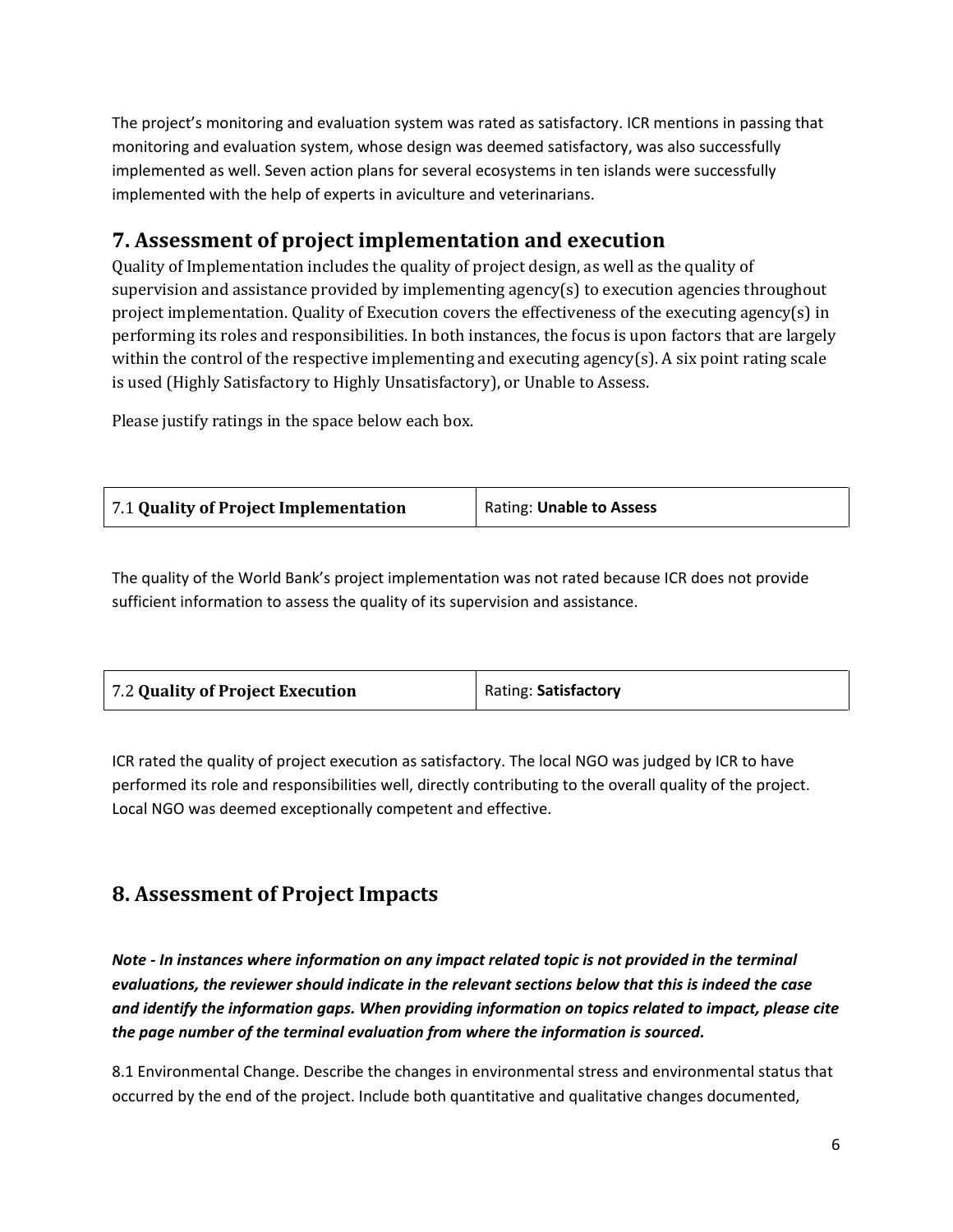The project's monitoring and evaluation system was rated as satisfactory. ICR mentions in passing that monitoring and evaluation system, whose design was deemed satisfactory, was also successfully implemented as well. Seven action plans for several ecosystems in ten islands were successfully implemented with the help of experts in aviculture and veterinarians.

## 7. Assessment of project implementation and execution

Quality of Implementation includes the quality of project design, as well as the quality of supervision and assistance provided by implementing agency(s) to execution agencies throughout project implementation. Quality of Execution covers the effectiveness of the executing agency(s) in performing its roles and responsibilities. In both instances, the focus is upon factors that are largely within the control of the respective implementing and executing agency(s). A six point rating scale is used (Highly Satisfactory to Highly Unsatisfactory), or Unable to Assess.

Please justify ratings in the space below each box.

| | |
|---|---|
| 7.1 **Quality of Project Implementation** | Rating: **Unable to Assess** |

The quality of the World Bank's project implementation was not rated because ICR does not provide sufficient information to assess the quality of its supervision and assistance.

| | |
|---|---|
| 7.2 **Quality of Project Execution** | Rating: **Satisfactory** |

ICR rated the quality of project execution as satisfactory. The local NGO was judged by ICR to have performed its role and responsibilities well, directly contributing to the overall quality of the project. Local NGO was deemed exceptionally competent and effective.

## 8. Assessment of Project Impacts

***Note - In instances where information on any impact related topic is not provided in the terminal evaluations, the reviewer should indicate in the relevant sections below that this is indeed the case and identify the information gaps. When providing information on topics related to impact, please cite the page number of the terminal evaluation from where the information is sourced.***

8.1 Environmental Change. Describe the changes in environmental stress and environmental status that occurred by the end of the project. Include both quantitative and qualitative changes documented,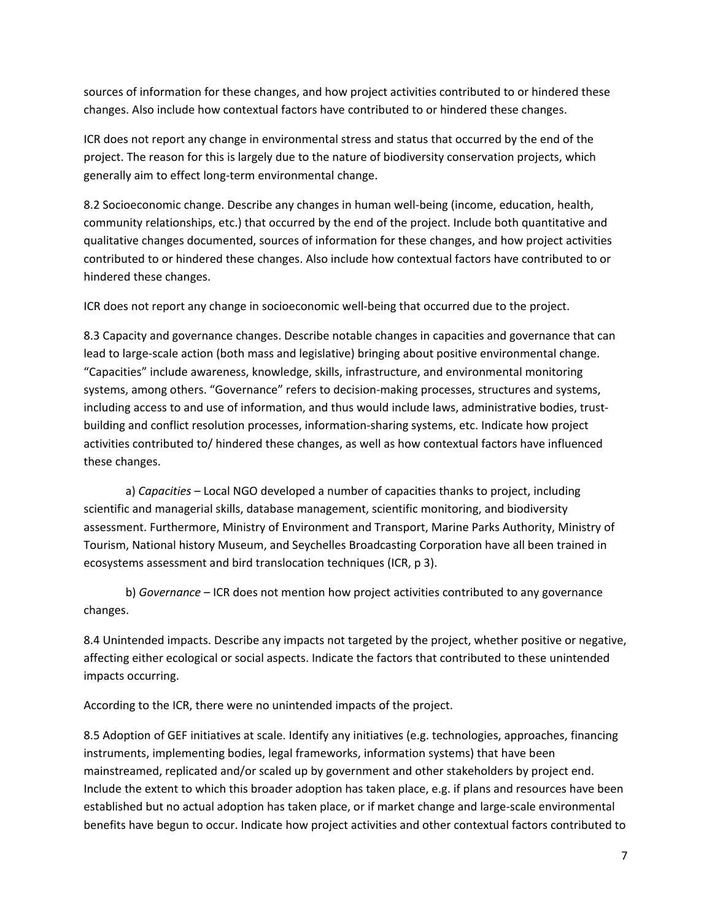sources of information for these changes, and how project activities contributed to or hindered these changes. Also include how contextual factors have contributed to or hindered these changes.

ICR does not report any change in environmental stress and status that occurred by the end of the project. The reason for this is largely due to the nature of biodiversity conservation projects, which generally aim to effect long-term environmental change.

8.2 Socioeconomic change. Describe any changes in human well-being (income, education, health, community relationships, etc.) that occurred by the end of the project. Include both quantitative and qualitative changes documented, sources of information for these changes, and how project activities contributed to or hindered these changes. Also include how contextual factors have contributed to or hindered these changes.

ICR does not report any change in socioeconomic well-being that occurred due to the project.

8.3 Capacity and governance changes. Describe notable changes in capacities and governance that can lead to large-scale action (both mass and legislative) bringing about positive environmental change. "Capacities" include awareness, knowledge, skills, infrastructure, and environmental monitoring systems, among others. "Governance" refers to decision-making processes, structures and systems, including access to and use of information, and thus would include laws, administrative bodies, trust-building and conflict resolution processes, information-sharing systems, etc. Indicate how project activities contributed to/ hindered these changes, as well as how contextual factors have influenced these changes.

a) *Capacities* – Local NGO developed a number of capacities thanks to project, including scientific and managerial skills, database management, scientific monitoring, and biodiversity assessment. Furthermore, Ministry of Environment and Transport, Marine Parks Authority, Ministry of Tourism, National history Museum, and Seychelles Broadcasting Corporation have all been trained in ecosystems assessment and bird translocation techniques (ICR, p 3).

b) *Governance* – ICR does not mention how project activities contributed to any governance changes.

8.4 Unintended impacts. Describe any impacts not targeted by the project, whether positive or negative, affecting either ecological or social aspects. Indicate the factors that contributed to these unintended impacts occurring.

According to the ICR, there were no unintended impacts of the project.

8.5 Adoption of GEF initiatives at scale. Identify any initiatives (e.g. technologies, approaches, financing instruments, implementing bodies, legal frameworks, information systems) that have been mainstreamed, replicated and/or scaled up by government and other stakeholders by project end. Include the extent to which this broader adoption has taken place, e.g. if plans and resources have been established but no actual adoption has taken place, or if market change and large-scale environmental benefits have begun to occur. Indicate how project activities and other contextual factors contributed to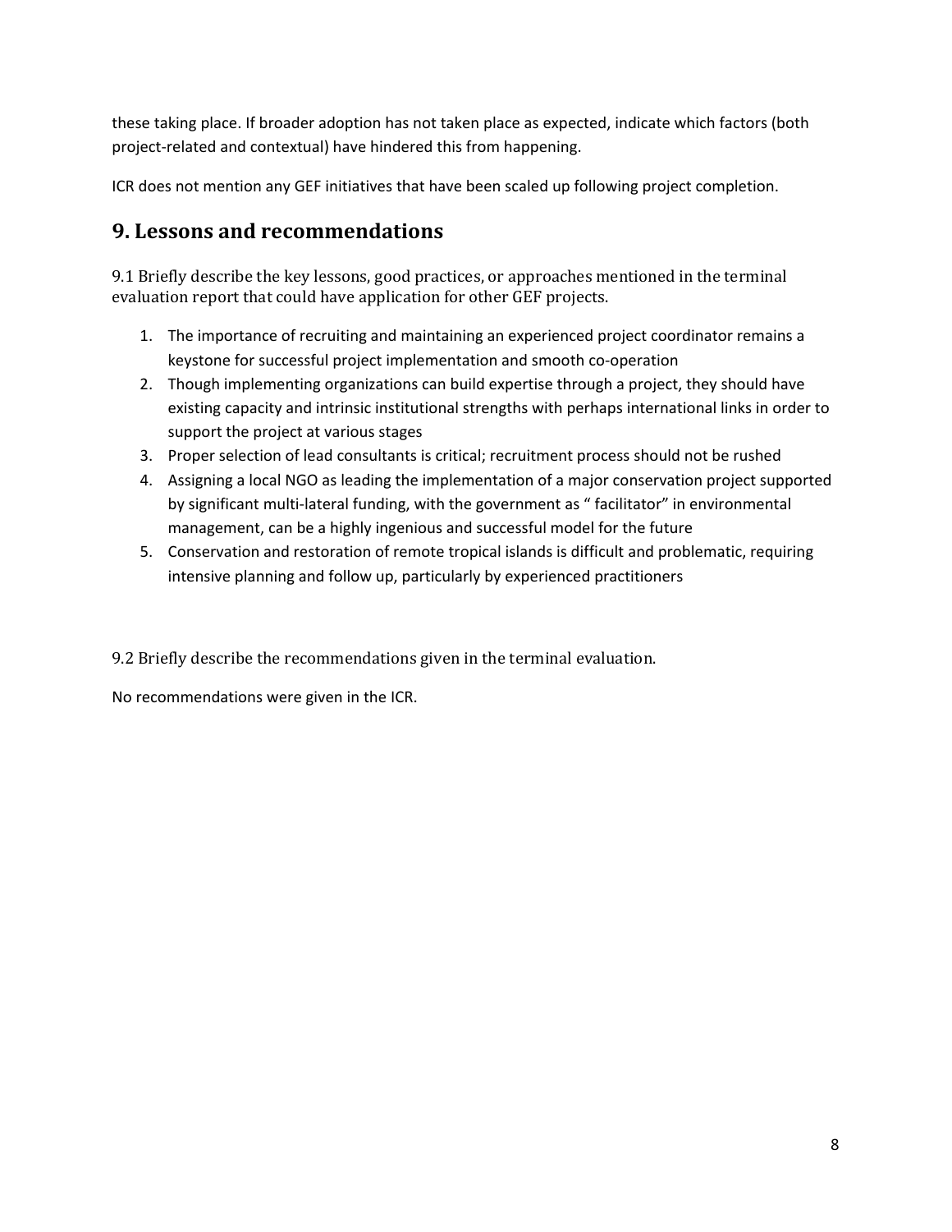these taking place. If broader adoption has not taken place as expected, indicate which factors (both project-related and contextual) have hindered this from happening.

ICR does not mention any GEF initiatives that have been scaled up following project completion.

## 9. Lessons and recommendations

9.1 Briefly describe the key lessons, good practices, or approaches mentioned in the terminal evaluation report that could have application for other GEF projects.

1. The importance of recruiting and maintaining an experienced project coordinator remains a keystone for successful project implementation and smooth co-operation
2. Though implementing organizations can build expertise through a project, they should have existing capacity and intrinsic institutional strengths with perhaps international links in order to support the project at various stages
3. Proper selection of lead consultants is critical; recruitment process should not be rushed
4. Assigning a local NGO as leading the implementation of a major conservation project supported by significant multi-lateral funding, with the government as " facilitator" in environmental management, can be a highly ingenious and successful model for the future
5. Conservation and restoration of remote tropical islands is difficult and problematic, requiring intensive planning and follow up, particularly by experienced practitioners

9.2 Briefly describe the recommendations given in the terminal evaluation.

No recommendations were given in the ICR.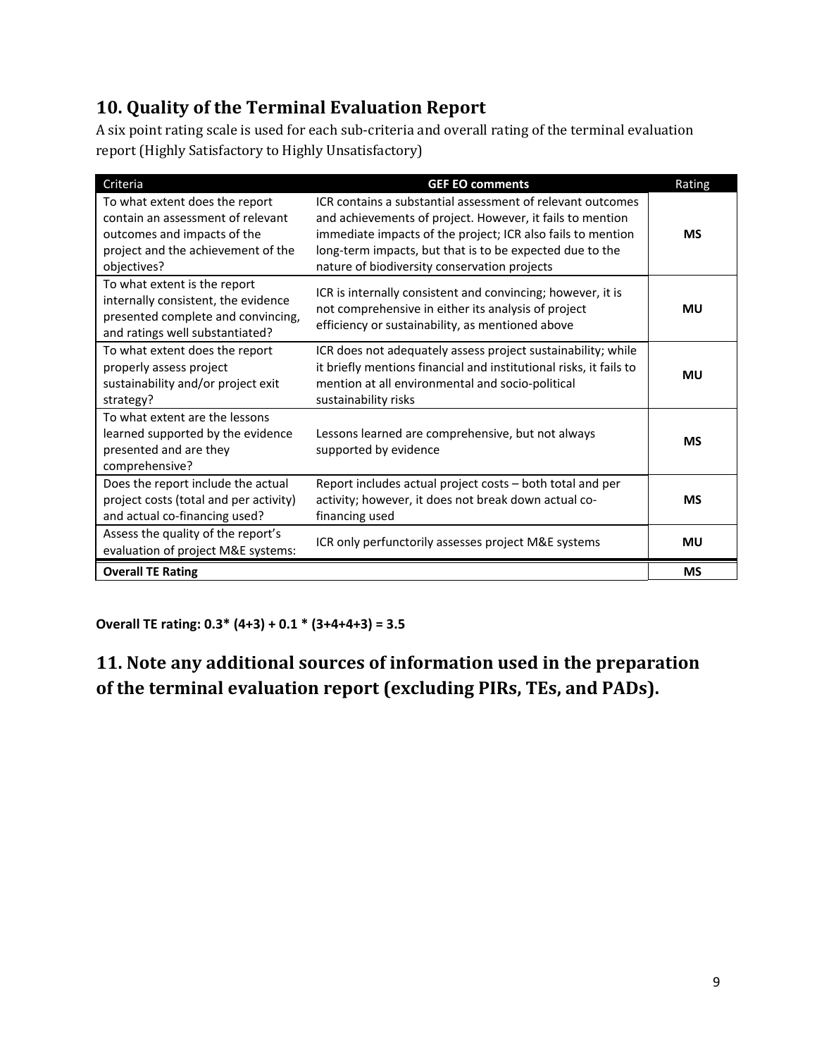## 10. Quality of the Terminal Evaluation Report

A six point rating scale is used for each sub-criteria and overall rating of the terminal evaluation report (Highly Satisfactory to Highly Unsatisfactory)

| Criteria | GEF EO comments | Rating |
|---|---|---|
| To what extent does the report contain an assessment of relevant outcomes and impacts of the project and the achievement of the objectives? | ICR contains a substantial assessment of relevant outcomes and achievements of project. However, it fails to mention immediate impacts of the project; ICR also fails to mention long-term impacts, but that is to be expected due to the nature of biodiversity conservation projects | **MS** |
| To what extent is the report internally consistent, the evidence presented complete and convincing, and ratings well substantiated? | ICR is internally consistent and convincing; however, it is not comprehensive in either its analysis of project efficiency or sustainability, as mentioned above | **MU** |
| To what extent does the report properly assess project sustainability and/or project exit strategy? | ICR does not adequately assess project sustainability; while it briefly mentions financial and institutional risks, it fails to mention at all environmental and socio-political sustainability risks | **MU** |
| To what extent are the lessons learned supported by the evidence presented and are they comprehensive? | Lessons learned are comprehensive, but not always supported by evidence | **MS** |
| Does the report include the actual project costs (total and per activity) and actual co-financing used? | Report includes actual project costs – both total and per activity; however, it does not break down actual co-financing used | **MS** |
| Assess the quality of the report's evaluation of project M&E systems: | ICR only perfunctorily assesses project M&E systems | **MU** |
| **Overall TE Rating** | | **MS** |

**Overall TE rating: 0.3* (4+3) + 0.1 * (3+4+4+3) = 3.5**

## 11. Note any additional sources of information used in the preparation of the terminal evaluation report (excluding PIRs, TEs, and PADs).